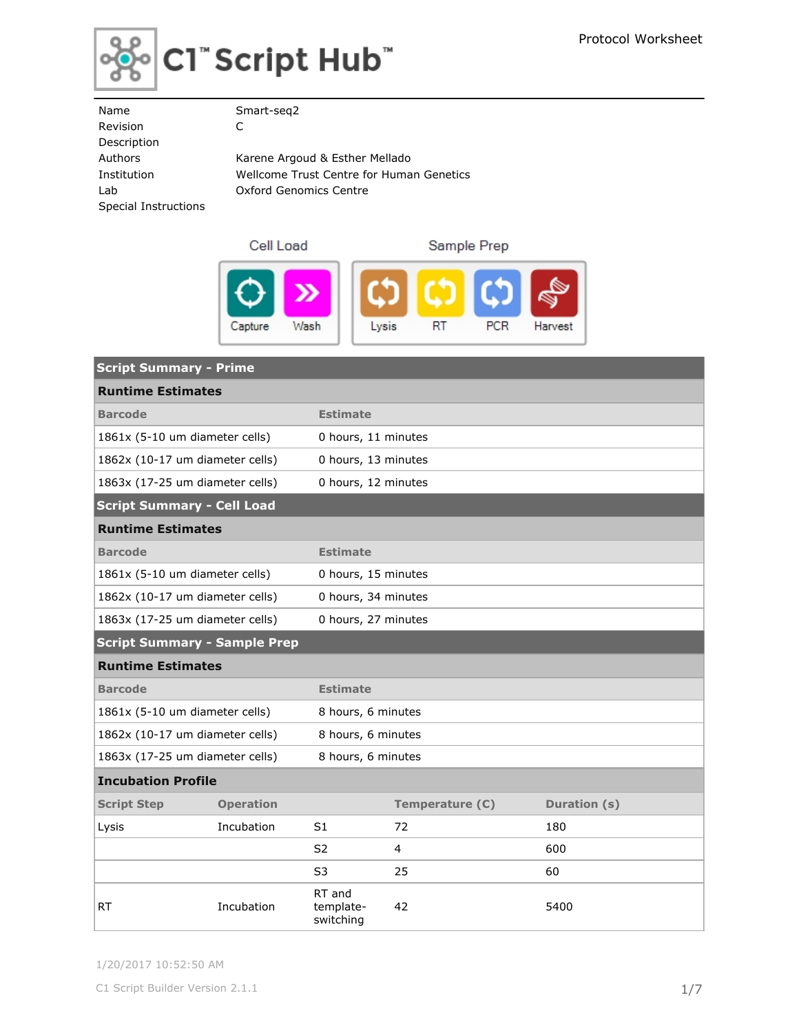# C1™ Script Hub™

Protocol Worksheet

| | |
|---|---|
| Name | Smart-seq2 |
| Revision | C |
| Description | |
| Authors | Karene Argoud & Esther Mellado |
| Institution | Wellcome Trust Centre for Human Genetics |
| Lab | Oxford Genomics Centre |
| Special Instructions | |

Cell Load: Capture, Wash

Sample Prep: Lysis, RT, PCR, Harvest

## Script Summary - Prime

### Runtime Estimates

| Barcode | Estimate |
|---|---|
| 1861x (5-10 um diameter cells) | 0 hours, 11 minutes |
| 1862x (10-17 um diameter cells) | 0 hours, 13 minutes |
| 1863x (17-25 um diameter cells) | 0 hours, 12 minutes |

## Script Summary - Cell Load

### Runtime Estimates

| Barcode | Estimate |
|---|---|
| 1861x (5-10 um diameter cells) | 0 hours, 15 minutes |
| 1862x (10-17 um diameter cells) | 0 hours, 34 minutes |
| 1863x (17-25 um diameter cells) | 0 hours, 27 minutes |

## Script Summary - Sample Prep

### Runtime Estimates

| Barcode | Estimate |
|---|---|
| 1861x (5-10 um diameter cells) | 8 hours, 6 minutes |
| 1862x (10-17 um diameter cells) | 8 hours, 6 minutes |
| 1863x (17-25 um diameter cells) | 8 hours, 6 minutes |

### Incubation Profile

| Script Step | Operation | | Temperature (C) | Duration (s) |
|---|---|---|---|---|
| Lysis | Incubation | S1 | 72 | 180 |
| | | S2 | 4 | 600 |
| | | S3 | 25 | 60 |
| RT | Incubation | RT and template-switching | 42 | 5400 |

1/20/2017 10:52:50 AM

C1 Script Builder Version 2.1.1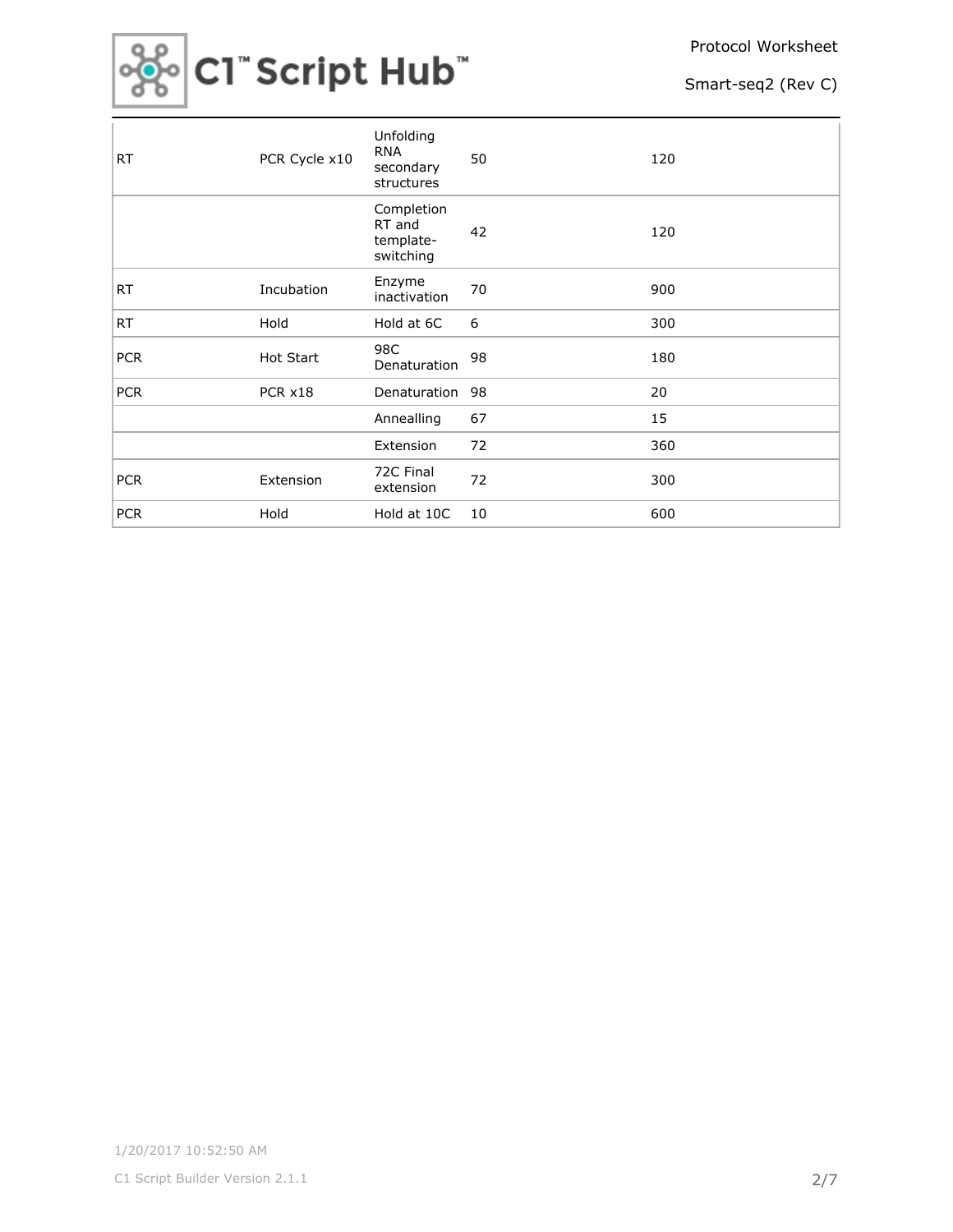| | | | | |
|---|---|---|---|---|
| RT | PCR Cycle x10 | Unfolding RNA secondary structures | 50 | 120 |
| | | Completion RT and template-switching | 42 | 120 |
| RT | Incubation | Enzyme inactivation | 70 | 900 |
| RT | Hold | Hold at 6C | 6 | 300 |
| PCR | Hot Start | 98C Denaturation | 98 | 180 |
| PCR | PCR x18 | Denaturation | 98 | 20 |
| | | Annealling | 67 | 15 |
| | | Extension | 72 | 360 |
| PCR | Extension | 72C Final extension | 72 | 300 |
| PCR | Hold | Hold at 10C | 10 | 600 |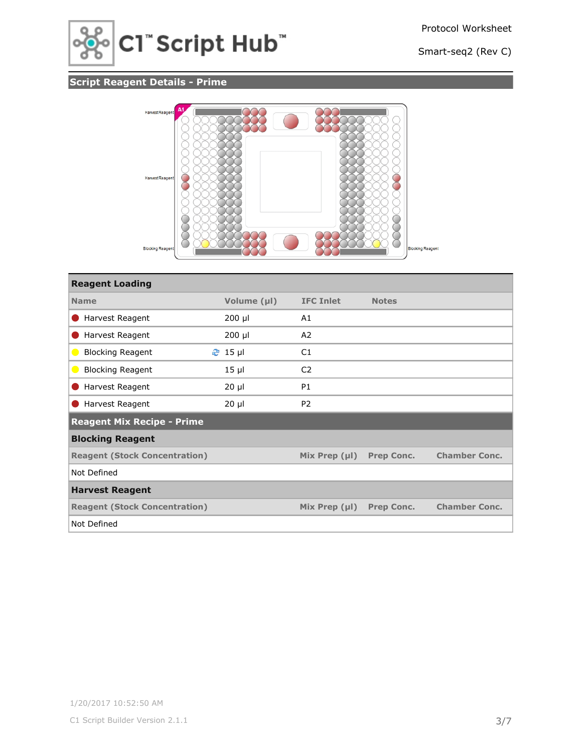## Script Reagent Details - Prime

Harvest Reagent

Harvest Reagent

Blocking Reagent

Blocking Reagent

A1

## Reagent Loading

| Name | Volume (µl) | IFC Inlet | Notes |
|---|---|---|---|
| Harvest Reagent | 200 µl | A1 | |
| Harvest Reagent | 200 µl | A2 | |
| Blocking Reagent | 15 µl | C1 | |
| Blocking Reagent | 15 µl | C2 | |
| Harvest Reagent | 20 µl | P1 | |
| Harvest Reagent | 20 µl | P2 | |

## Reagent Mix Recipe - Prime

### Blocking Reagent

| Reagent (Stock Concentration) | Mix Prep (µl) | Prep Conc. | Chamber Conc. |
|---|---|---|---|
| Not Defined | | | |

### Harvest Reagent

| Reagent (Stock Concentration) | Mix Prep (µl) | Prep Conc. | Chamber Conc. |
|---|---|---|---|
| Not Defined | | | |

1/20/2017 10:52:50 AM

C1 Script Builder Version 2.1.1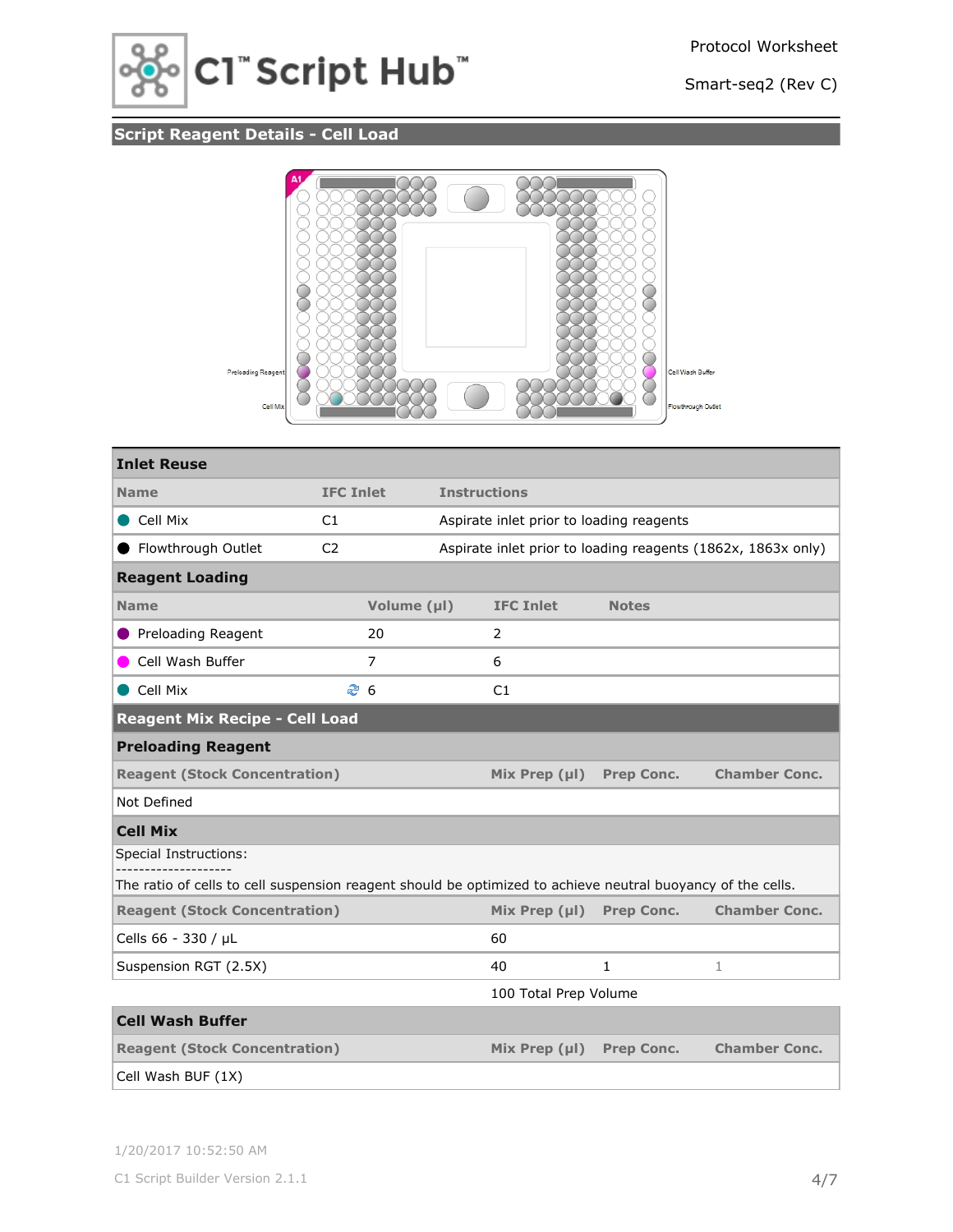Protocol Worksheet

Smart-seq2 (Rev C)

## Script Reagent Details - Cell Load

Preloading Reagent

Cell Mix

Cell Wash Buffer

Flowthrough Outlet

### Inlet Reuse

| Name | IFC Inlet | Instructions |
|---|---|---|
| Cell Mix | C1 | Aspirate inlet prior to loading reagents |
| Flowthrough Outlet | C2 | Aspirate inlet prior to loading reagents (1862x, 1863x only) |

### Reagent Loading

| Name | Volume (µl) | IFC Inlet | Notes |
|---|---|---|---|
| Preloading Reagent | 20 | 2 | |
| Cell Wash Buffer | 7 | 6 | |
| Cell Mix | 6 | C1 | |

## Reagent Mix Recipe - Cell Load

### Preloading Reagent

| Reagent (Stock Concentration) | Mix Prep (µl) | Prep Conc. | Chamber Conc. |
|---|---|---|---|
| Not Defined | | | |

### Cell Mix

Special Instructions:
--------------------
The ratio of cells to cell suspension reagent should be optimized to achieve neutral buoyancy of the cells.

| Reagent (Stock Concentration) | Mix Prep (µl) | Prep Conc. | Chamber Conc. |
|---|---|---|---|
| Cells 66 - 330 / µL | 60 | | |
| Suspension RGT (2.5X) | 40 | 1 | 1 |
| | 100 Total Prep Volume | | |

### Cell Wash Buffer

| Reagent (Stock Concentration) | Mix Prep (µl) | Prep Conc. | Chamber Conc. |
|---|---|---|---|
| Cell Wash BUF (1X) | | | |

1/20/2017 10:52:50 AM

C1 Script Builder Version 2.1.1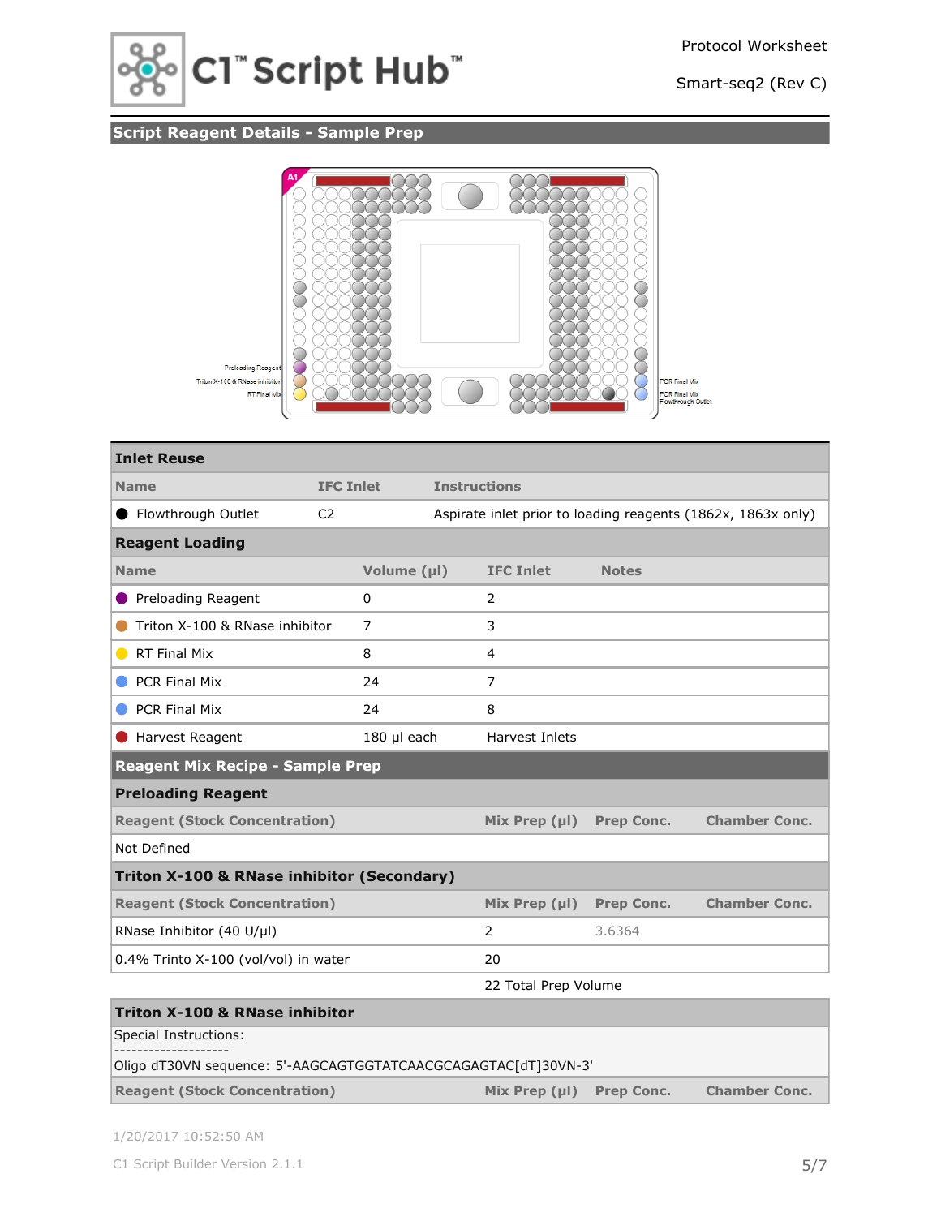## Script Reagent Details - Sample Prep

Preloading Reagent
Triton X-100 & RNase inhibitor
RT Final Mix
PCR Final Mix
PCR Final Mix
Flowthrough Outlet

### Inlet Reuse

| Name | IFC Inlet | Instructions |
|---|---|---|
| ● Flowthrough Outlet | C2 | Aspirate inlet prior to loading reagents (1862x, 1863x only) |

### Reagent Loading

| Name | Volume (µl) | IFC Inlet | Notes |
|---|---|---|---|
| ● Preloading Reagent | 0 | 2 | |
| ● Triton X-100 & RNase inhibitor | 7 | 3 | |
| ● RT Final Mix | 8 | 4 | |
| ● PCR Final Mix | 24 | 7 | |
| ● PCR Final Mix | 24 | 8 | |
| ● Harvest Reagent | 180 µl each | Harvest Inlets | |

## Reagent Mix Recipe - Sample Prep

### Preloading Reagent

| Reagent (Stock Concentration) | Mix Prep (µl) | Prep Conc. | Chamber Conc. |
|---|---|---|---|
| Not Defined | | | |

### Triton X-100 & RNase inhibitor (Secondary)

| Reagent (Stock Concentration) | Mix Prep (µl) | Prep Conc. | Chamber Conc. |
|---|---|---|---|
| RNase Inhibitor (40 U/µl) | 2 | 3.6364 | |
| 0.4% Trinto X-100 (vol/vol) in water | 20 | | |
| | 22 Total Prep Volume | | |

### Triton X-100 & RNase inhibitor

Special Instructions:
--------------------
Oligo dT30VN sequence: 5'-AAGCAGTGGTATCAACGCAGAGTAC[dT]30VN-3'

| Reagent (Stock Concentration) | Mix Prep (µl) | Prep Conc. | Chamber Conc. |
|---|---|---|---|

1/20/2017 10:52:50 AM

C1 Script Builder Version 2.1.1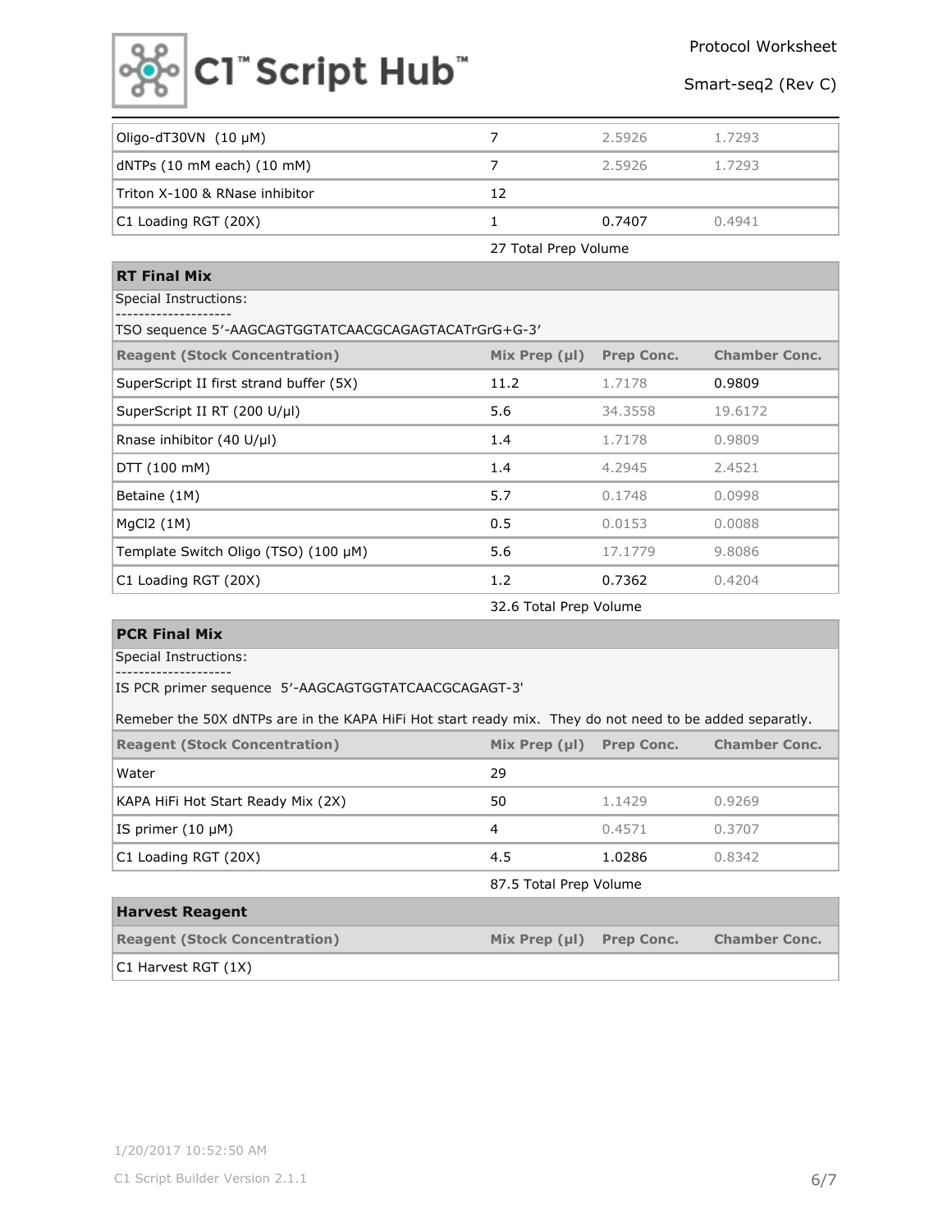| | | | |
|---|---|---|---|
| Oligo-dT30VN (10 µM) | 7 | 2.5926 | 1.7293 |
| dNTPs (10 mM each) (10 mM) | 7 | 2.5926 | 1.7293 |
| Triton X-100 & RNase inhibitor | 12 | | |
| C1 Loading RGT (20X) | 1 | 0.7407 | 0.4941 |

27 Total Prep Volume

## RT Final Mix

Special Instructions:
-------------------
TSO sequence 5'-AAGCAGTGGTATCAACGCAGAGTACATrGrG+G-3'

| Reagent (Stock Concentration) | Mix Prep (µl) | Prep Conc. | Chamber Conc. |
|---|---|---|---|
| SuperScript II first strand buffer (5X) | 11.2 | 1.7178 | 0.9809 |
| SuperScript II RT (200 U/µl) | 5.6 | 34.3558 | 19.6172 |
| Rnase inhibitor (40 U/µl) | 1.4 | 1.7178 | 0.9809 |
| DTT (100 mM) | 1.4 | 4.2945 | 2.4521 |
| Betaine (1M) | 5.7 | 0.1748 | 0.0998 |
| MgCl2 (1M) | 0.5 | 0.0153 | 0.0088 |
| Template Switch Oligo (TSO) (100 µM) | 5.6 | 17.1779 | 9.8086 |
| C1 Loading RGT (20X) | 1.2 | 0.7362 | 0.4204 |

32.6 Total Prep Volume

## PCR Final Mix

Special Instructions:
-------------------
IS PCR primer sequence 5'-AAGCAGTGGTATCAACGCAGAGT-3'

Remeber the 50X dNTPs are in the KAPA HiFi Hot start ready mix. They do not need to be added separatly.

| Reagent (Stock Concentration) | Mix Prep (µl) | Prep Conc. | Chamber Conc. |
|---|---|---|---|
| Water | 29 | | |
| KAPA HiFi Hot Start Ready Mix (2X) | 50 | 1.1429 | 0.9269 |
| IS primer (10 µM) | 4 | 0.4571 | 0.3707 |
| C1 Loading RGT (20X) | 4.5 | 1.0286 | 0.8342 |

87.5 Total Prep Volume

## Harvest Reagent

| Reagent (Stock Concentration) | Mix Prep (µl) | Prep Conc. | Chamber Conc. |
|---|---|---|---|
| C1 Harvest RGT (1X) | | | |

1/20/2017 10:52:50 AM

C1 Script Builder Version 2.1.1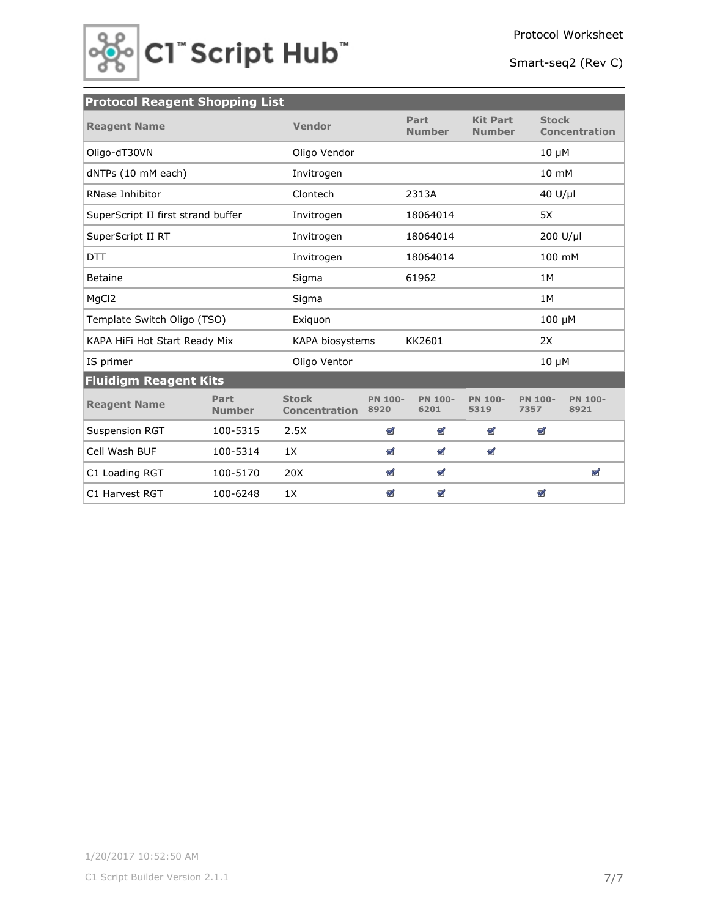## Protocol Reagent Shopping List

| Reagent Name | Vendor | Part Number | Kit Part Number | Stock Concentration |
|---|---|---|---|---|
| Oligo-dT30VN | Oligo Vendor | | | 10 µM |
| dNTPs (10 mM each) | Invitrogen | | | 10 mM |
| RNase Inhibitor | Clontech | 2313A | | 40 U/µl |
| SuperScript II first strand buffer | Invitrogen | 18064014 | | 5X |
| SuperScript II RT | Invitrogen | 18064014 | | 200 U/µl |
| DTT | Invitrogen | 18064014 | | 100 mM |
| Betaine | Sigma | 61962 | | 1M |
| MgCl2 | Sigma | | | 1M |
| Template Switch Oligo (TSO) | Exiquon | | | 100 µM |
| KAPA HiFi Hot Start Ready Mix | KAPA biosystems | KK2601 | | 2X |
| IS primer | Oligo Ventor | | | 10 µM |

## Fluidigm Reagent Kits

| Reagent Name | Part Number | Stock Concentration | PN 100-8920 | PN 100-6201 | PN 100-5319 | PN 100-7357 | PN 100-8921 |
|---|---|---|---|---|---|---|---|
| Suspension RGT | 100-5315 | 2.5X | ✓ | ✓ | ✓ | ✓ | |
| Cell Wash BUF | 100-5314 | 1X | ✓ | ✓ | ✓ | | |
| C1 Loading RGT | 100-5170 | 20X | ✓ | ✓ | | | ✓ |
| C1 Harvest RGT | 100-6248 | 1X | ✓ | ✓ | | ✓ | |

1/20/2017 10:52:50 AM

C1 Script Builder Version 2.1.1